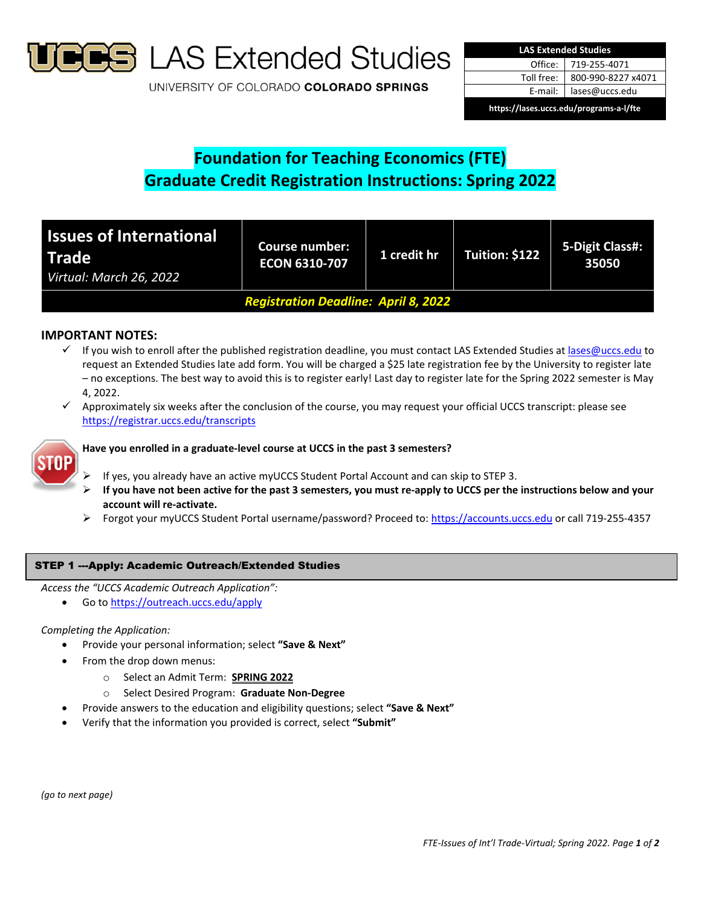# UCCS LAS Extended Studies

UNIVERSITY OF COLORADO COLORADO SPRINGS

| LAS Extended Studies | |
|---|---|
| Office: | 719-255-4071 |
| Toll free: | 800-990-8227 x4071 |
| E-mail: | lases@uccs.edu |
| https://lases.uccs.edu/programs-a-l/fte | |

## Foundation for Teaching Economics (FTE)
## Graduate Credit Registration Instructions: Spring 2022

| **Issues of International Trade** *Virtual: March 26, 2022* | **Course number: ECON 6310-707** | **1 credit hr** | **Tuition: $122** | **5-Digit Class#: 35050** |
|---|---|---|---|---|
| ***Registration Deadline: April 8, 2022*** | | | | |

### IMPORTANT NOTES:

- ✓ If you wish to enroll after the published registration deadline, you must contact LAS Extended Studies at lases@uccs.edu to request an Extended Studies late add form. You will be charged a $25 late registration fee by the University to register late – no exceptions. The best way to avoid this is to register early! Last day to register late for the Spring 2022 semester is May 4, 2022.
- ✓ Approximately six weeks after the conclusion of the course, you may request your official UCCS transcript: please see https://registrar.uccs.edu/transcripts

**STOP — Have you enrolled in a graduate-level course at UCCS in the past 3 semesters?**

- If yes, you already have an active myUCCS Student Portal Account and can skip to STEP 3.
- **If you have not been active for the past 3 semesters, you must re-apply to UCCS per the instructions below and your account will re-activate.**
- Forgot your myUCCS Student Portal username/password? Proceed to: https://accounts.uccs.edu or call 719-255-4357

### STEP 1 ---Apply: Academic Outreach/Extended Studies

*Access the "UCCS Academic Outreach Application":*

- Go to https://outreach.uccs.edu/apply

*Completing the Application:*

- Provide your personal information; select **"Save & Next"**
- From the drop down menus:
  - Select an Admit Term: **SPRING 2022**
  - Select Desired Program: **Graduate Non-Degree**
- Provide answers to the education and eligibility questions; select **"Save & Next"**
- Verify that the information you provided is correct, select **"Submit"**

*(go to next page)*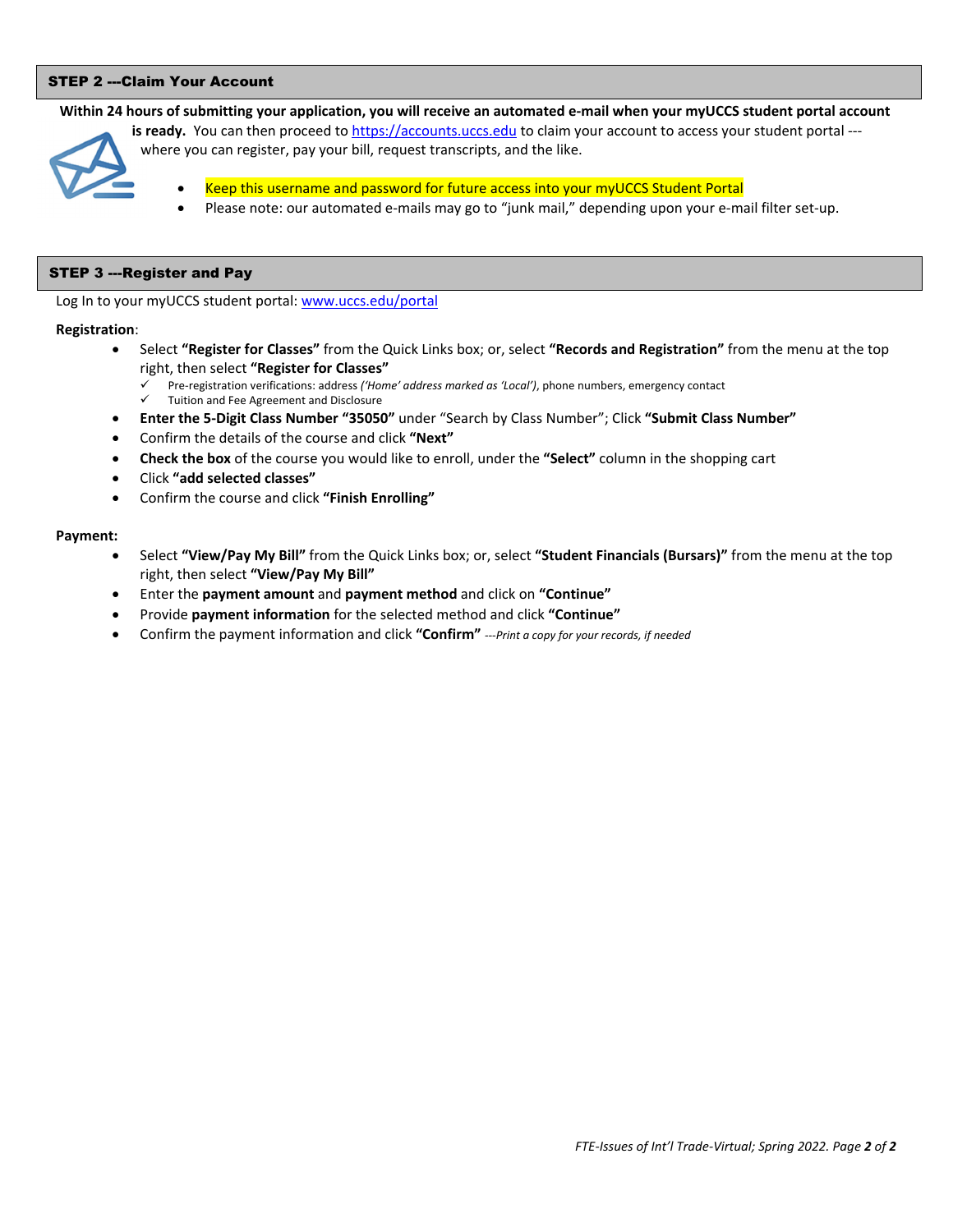## STEP 2 ---Claim Your Account

**Within 24 hours of submitting your application, you will receive an automated e-mail when your myUCCS student portal account is ready.** You can then proceed to https://accounts.uccs.edu to claim your account to access your student portal --- where you can register, pay your bill, request transcripts, and the like.

- Keep this username and password for future access into your myUCCS Student Portal
- Please note: our automated e-mails may go to "junk mail," depending upon your e-mail filter set-up.

## STEP 3 ---Register and Pay

Log In to your myUCCS student portal: www.uccs.edu/portal

**Registration**:

- Select **"Register for Classes"** from the Quick Links box; or, select **"Records and Registration"** from the menu at the top right, then select **"Register for Classes"**
  - ✓ Pre-registration verifications: address *('Home' address marked as 'Local')*, phone numbers, emergency contact
  - ✓ Tuition and Fee Agreement and Disclosure
- **Enter the 5-Digit Class Number "35050"** under "Search by Class Number"; Click **"Submit Class Number"**
- Confirm the details of the course and click **"Next"**
- **Check the box** of the course you would like to enroll, under the **"Select"** column in the shopping cart
- Click **"add selected classes"**
- Confirm the course and click **"Finish Enrolling"**

**Payment:**

- Select **"View/Pay My Bill"** from the Quick Links box; or, select **"Student Financials (Bursars)"** from the menu at the top right, then select **"View/Pay My Bill"**
- Enter the **payment amount** and **payment method** and click on **"Continue"**
- Provide **payment information** for the selected method and click **"Continue"**
- Confirm the payment information and click **"Confirm"** *---Print a copy for your records, if needed*